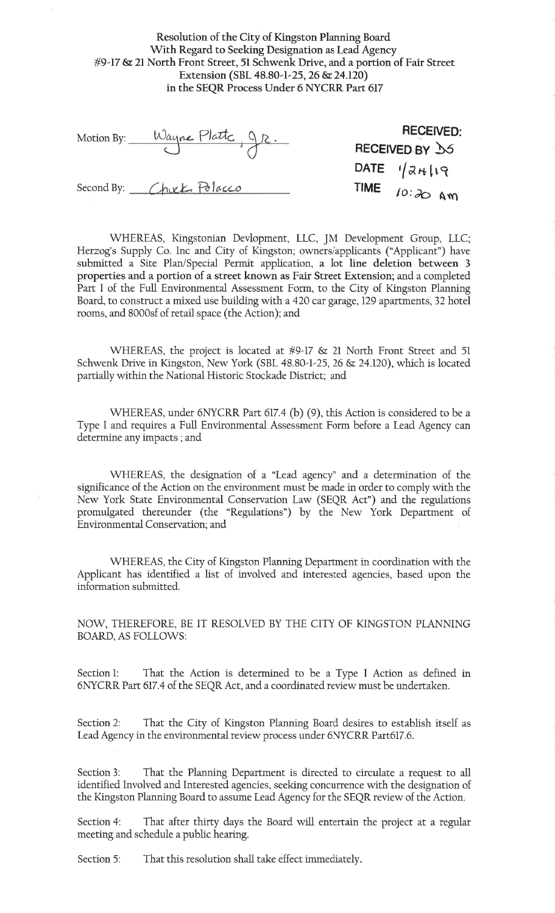Resolution of the City of Kingston Planning Board
With Regard to Seeking Designation as Lead Agency
#9-17 & 21 North Front Street, 51 Schwenk Drive, and a portion of Fair Street Extension (SBL 48.80-1-25, 26 & 24.120)
in the SEQR Process Under 6 NYCRR Part 617

Motion By: Wayne Platte, Jr.

Second By: Chuck Polacco

RECEIVED:
RECEIVED BY DS
DATE 1/24/19
TIME 10:20 AM

WHEREAS, Kingstonian Devlopment, LLC, JM Development Group, LLC; Herzog's Supply Co. Inc and City of Kingston; owners/applicants ("Applicant") have submitted a Site Plan/Special Permit application, **a lot line deletion between 3 properties and a portion of a street known as Fair Street Extension;** and a completed Part I of the Full Environmental Assessment Form, to the City of Kingston Planning Board, to construct a mixed use building with a 420 car garage, 129 apartments, 32 hotel rooms, and 8000sf of retail space (the Action); and

WHEREAS, the project is located at #9-17 & 21 North Front Street and 51 Schwenk Drive in Kingston, New York (SBL 48.80-1-25, 26 & 24.120), which is located partially within the National Historic Stockade District; and

WHEREAS, under 6NYCRR Part 617.4 (b) (9), this Action is considered to be a Type I and requires a Full Environmental Assessment Form before a Lead Agency can determine any impacts ; and

WHEREAS, the designation of a "Lead agency" and a determination of the significance of the Action on the environment must be made in order to comply with the New York State Environmental Conservation Law (SEQR Act") and the regulations promulgated thereunder (the "Regulations") by the New York Department of Environmental Conservation; and

WHEREAS, the City of Kingston Planning Department in coordination with the Applicant has identified a list of involved and interested agencies, based upon the information submitted.

NOW, THEREFORE, BE IT RESOLVED BY THE CITY OF KINGSTON PLANNING BOARD, AS FOLLOWS:

Section 1: That the Action is determined to be a Type I Action as defined in 6NYCRR Part 617.4 of the SEQR Act, and a coordinated review must be undertaken.

Section 2: That the City of Kingston Planning Board desires to establish itself as Lead Agency in the environmental review process under 6NYCRR Part617.6.

Section 3: That the Planning Department is directed to circulate a request to all identified Involved and Interested agencies, seeking concurrence with the designation of the Kingston Planning Board to assume Lead Agency for the SEQR review of the Action.

Section 4: That after thirty days the Board will entertain the project at a regular meeting and schedule a public hearing.

Section 5: That this resolution shall take effect immediately.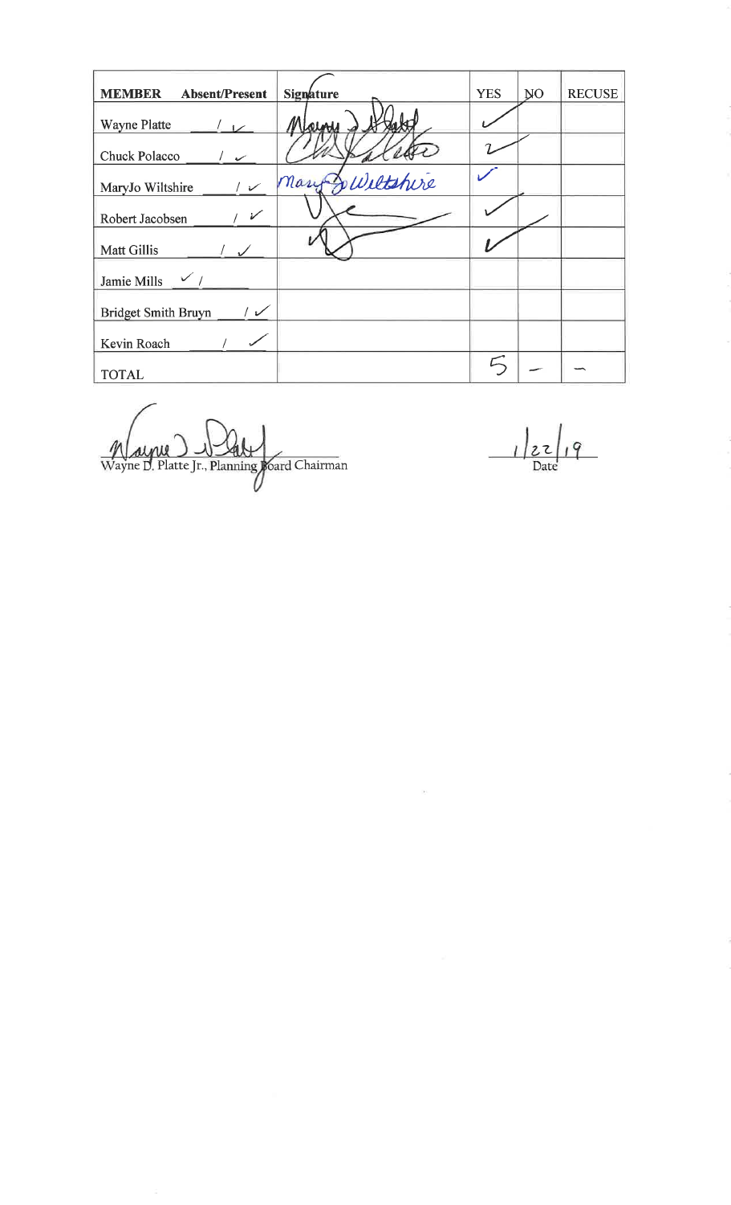| MEMBER Absent/Present | Signature | YES | NO | RECUSE |
|---|---|---|---|---|
| Wayne Platte / ✓ | [signature] | ✓ | | |
| Chuck Polacco / ✓ | [signature] | ✓ | | |
| MaryJo Wiltshire / ✓ | MaryJo Wiltshire | ✓ | | |
| Robert Jacobsen / ✓ | [signature] | ✓ | | |
| Matt Gillis / ✓ | [signature] | ✓ | | |
| Jamie Mills ✓ / | | | | |
| Bridget Smith Bruyn / ✓ | | | | |
| Kevin Roach / ✓ | | | | |
| TOTAL | | 5 | – | – |

[signature]
Wayne D. Platte Jr., Planning Board Chairman

1/22/19
Date